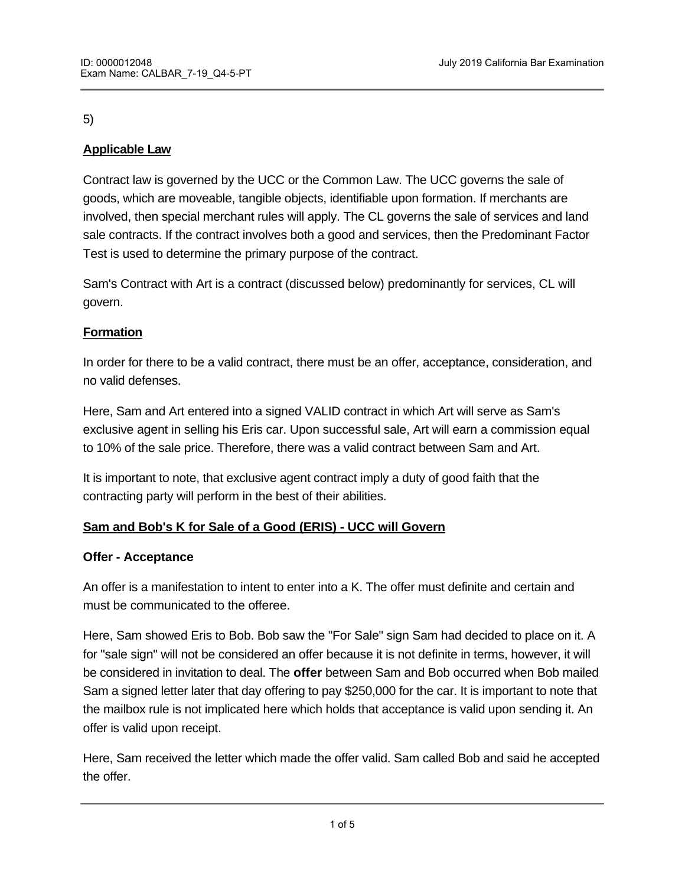5)

**Applicable Law**

Contract law is governed by the UCC or the Common Law. The UCC governs the sale of goods, which are moveable, tangible objects, identifiable upon formation. If merchants are involved, then special merchant rules will apply. The CL governs the sale of services and land sale contracts. If the contract involves both a good and services, then the Predominant Factor Test is used to determine the primary purpose of the contract.

Sam's Contract with Art is a contract (discussed below) predominantly for services, CL will govern.

**Formation**

In order for there to be a valid contract, there must be an offer, acceptance, consideration, and no valid defenses.

Here, Sam and Art entered into a signed VALID contract in which Art will serve as Sam's exclusive agent in selling his Eris car. Upon successful sale, Art will earn a commission equal to 10% of the sale price. Therefore, there was a valid contract between Sam and Art.

It is important to note, that exclusive agent contract imply a duty of good faith that the contracting party will perform in the best of their abilities.

**Sam and Bob's K for Sale of a Good (ERIS) - UCC will Govern**

**Offer - Acceptance**

An offer is a manifestation to intent to enter into a K. The offer must definite and certain and must be communicated to the offeree.

Here, Sam showed Eris to Bob. Bob saw the "For Sale" sign Sam had decided to place on it. A for "sale sign" will not be considered an offer because it is not definite in terms, however, it will be considered in invitation to deal. The **offer** between Sam and Bob occurred when Bob mailed Sam a signed letter later that day offering to pay $250,000 for the car. It is important to note that the mailbox rule is not implicated here which holds that acceptance is valid upon sending it. An offer is valid upon receipt.

Here, Sam received the letter which made the offer valid. Sam called Bob and said he accepted the offer.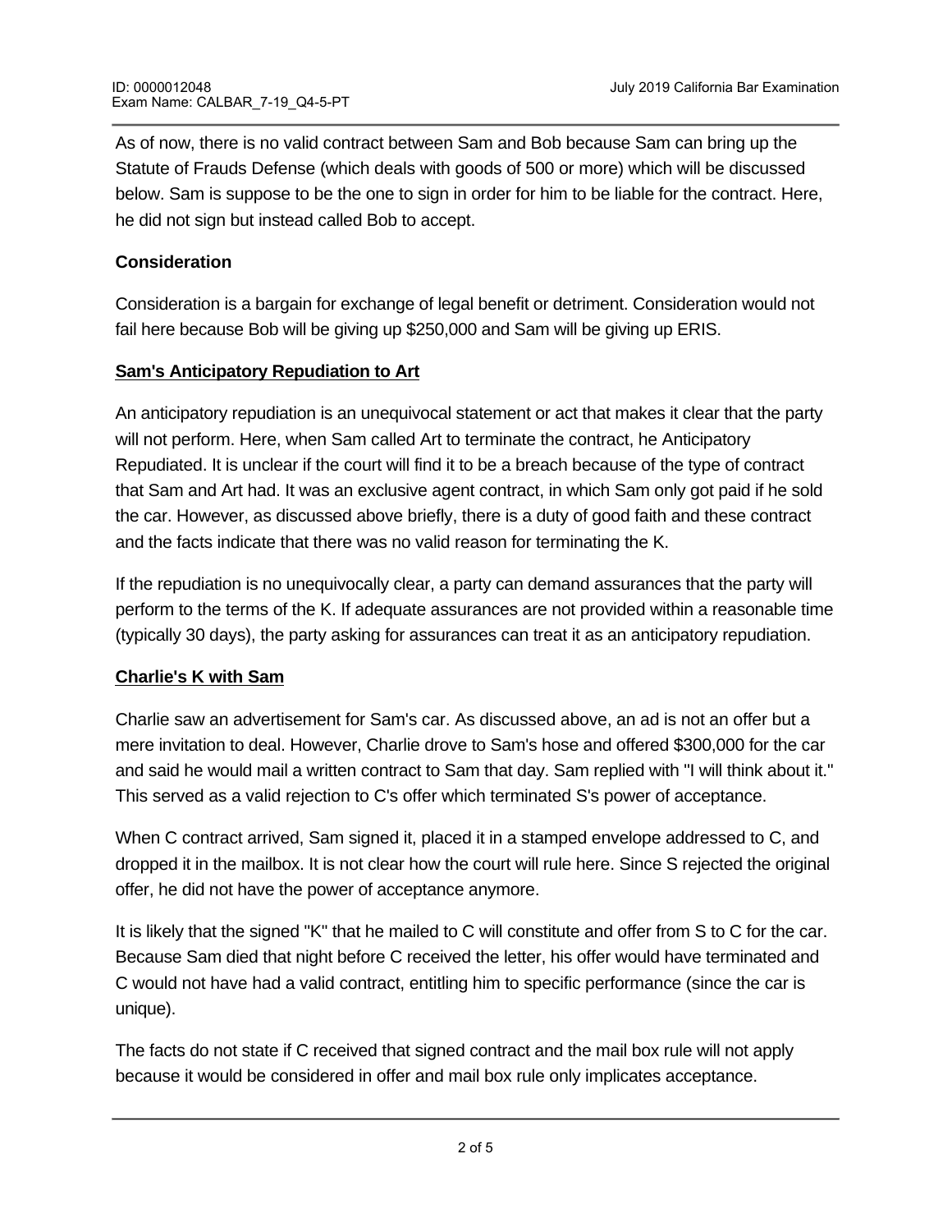As of now, there is no valid contract between Sam and Bob because Sam can bring up the Statute of Frauds Defense (which deals with goods of 500 or more) which will be discussed below. Sam is suppose to be the one to sign in order for him to be liable for the contract. Here, he did not sign but instead called Bob to accept.

**Consideration**

Consideration is a bargain for exchange of legal benefit or detriment. Consideration would not fail here because Bob will be giving up $250,000 and Sam will be giving up ERIS.

**Sam's Anticipatory Repudiation to Art**

An anticipatory repudiation is an unequivocal statement or act that makes it clear that the party will not perform. Here, when Sam called Art to terminate the contract, he Anticipatory Repudiated. It is unclear if the court will find it to be a breach because of the type of contract that Sam and Art had. It was an exclusive agent contract, in which Sam only got paid if he sold the car. However, as discussed above briefly, there is a duty of good faith and these contract and the facts indicate that there was no valid reason for terminating the K.

If the repudiation is no unequivocally clear, a party can demand assurances that the party will perform to the terms of the K. If adequate assurances are not provided within a reasonable time (typically 30 days), the party asking for assurances can treat it as an anticipatory repudiation.

**Charlie's K with Sam**

Charlie saw an advertisement for Sam's car. As discussed above, an ad is not an offer but a mere invitation to deal. However, Charlie drove to Sam's hose and offered $300,000 for the car and said he would mail a written contract to Sam that day. Sam replied with "I will think about it." This served as a valid rejection to C's offer which terminated S's power of acceptance.

When C contract arrived, Sam signed it, placed it in a stamped envelope addressed to C, and dropped it in the mailbox. It is not clear how the court will rule here. Since S rejected the original offer, he did not have the power of acceptance anymore.

It is likely that the signed "K" that he mailed to C will constitute and offer from S to C for the car. Because Sam died that night before C received the letter, his offer would have terminated and C would not have had a valid contract, entitling him to specific performance (since the car is unique).

The facts do not state if C received that signed contract and the mail box rule will not apply because it would be considered in offer and mail box rule only implicates acceptance.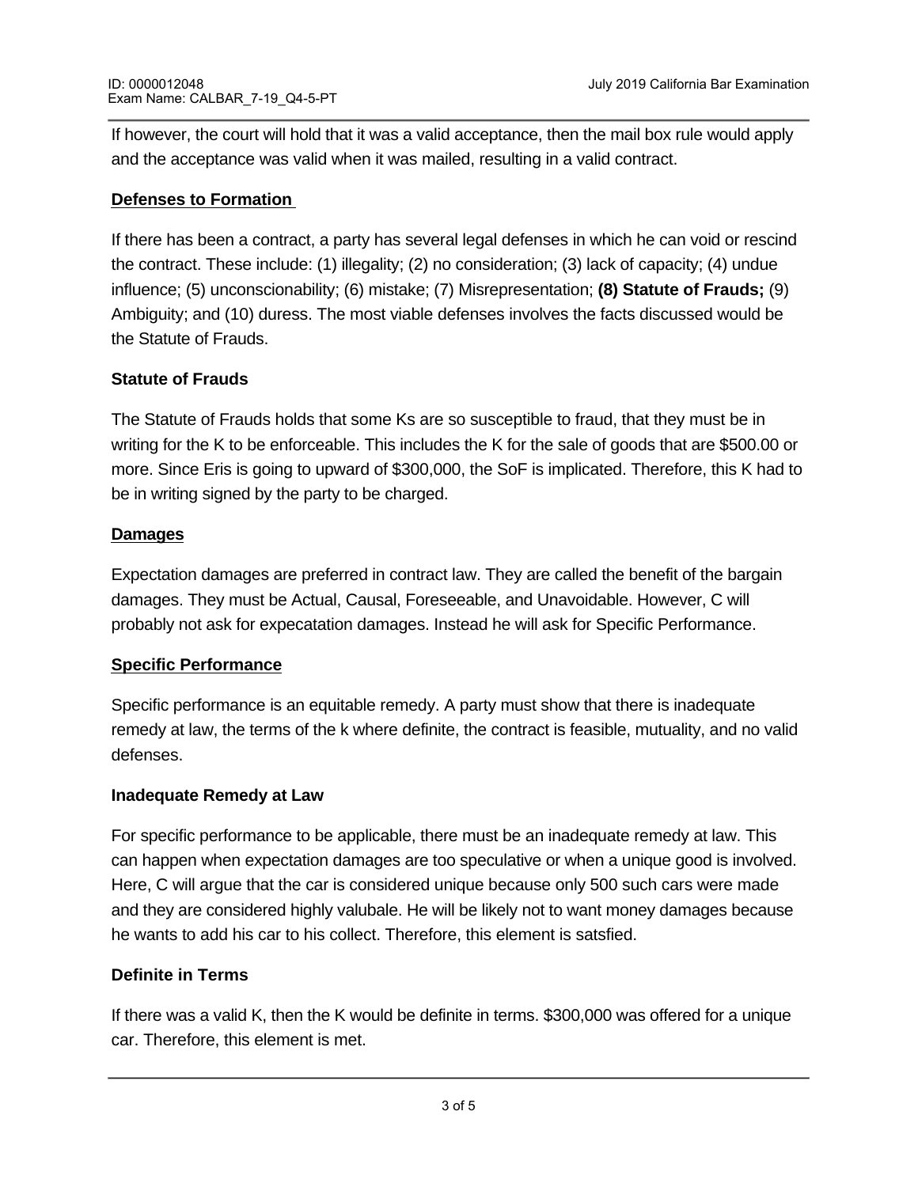If however, the court will hold that it was a valid acceptance, then the mail box rule would apply and the acceptance was valid when it was mailed, resulting in a valid contract.

**Defenses to Formation**

If there has been a contract, a party has several legal defenses in which he can void or rescind the contract. These include: (1) illegality; (2) no consideration; (3) lack of capacity; (4) undue influence; (5) unconscionability; (6) mistake; (7) Misrepresentation; **(8) Statute of Frauds;** (9) Ambiguity; and (10) duress. The most viable defenses involves the facts discussed would be the Statute of Frauds.

**Statute of Frauds**

The Statute of Frauds holds that some Ks are so susceptible to fraud, that they must be in writing for the K to be enforceable. This includes the K for the sale of goods that are $500.00 or more. Since Eris is going to upward of $300,000, the SoF is implicated. Therefore, this K had to be in writing signed by the party to be charged.

**Damages**

Expectation damages are preferred in contract law. They are called the benefit of the bargain damages. They must be Actual, Causal, Foreseeable, and Unavoidable. However, C will probably not ask for expecatation damages. Instead he will ask for Specific Performance.

**Specific Performance**

Specific performance is an equitable remedy. A party must show that there is inadequate remedy at law, the terms of the k where definite, the contract is feasible, mutuality, and no valid defenses.

**Inadequate Remedy at Law**

For specific performance to be applicable, there must be an inadequate remedy at law. This can happen when expectation damages are too speculative or when a unique good is involved. Here, C will argue that the car is considered unique because only 500 such cars were made and they are considered highly valubale. He will be likely not to want money damages because he wants to add his car to his collect. Therefore, this element is satsfied.

**Definite in Terms**

If there was a valid K, then the K would be definite in terms. $300,000 was offered for a unique car. Therefore, this element is met.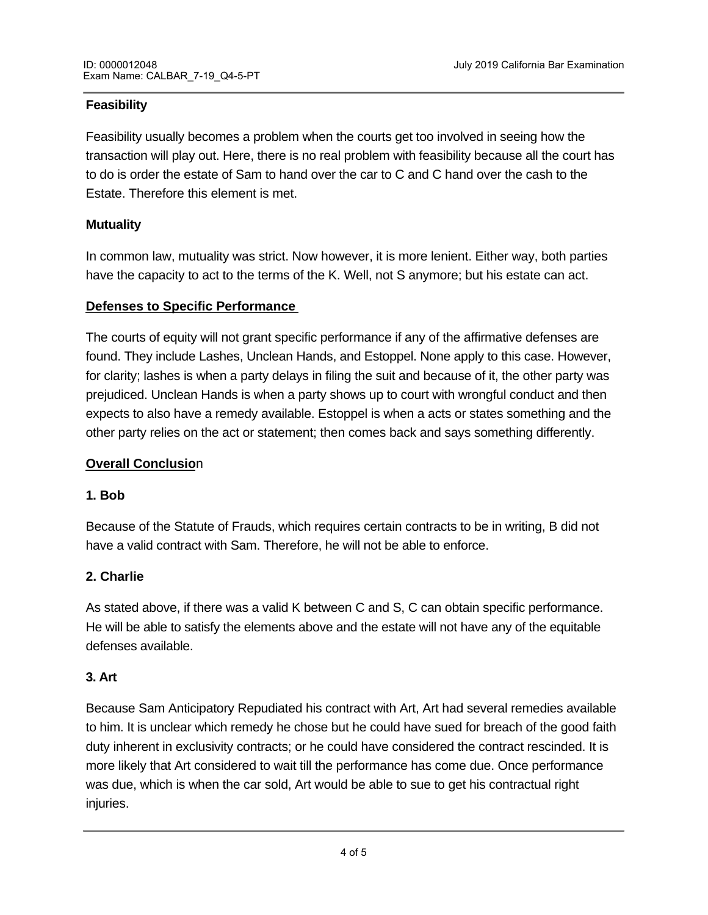**Feasibility**

Feasibility usually becomes a problem when the courts get too involved in seeing how the transaction will play out. Here, there is no real problem with feasibility because all the court has to do is order the estate of Sam to hand over the car to C and C hand over the cash to the Estate. Therefore this element is met.

**Mutuality**

In common law, mutuality was strict. Now however, it is more lenient. Either way, both parties have the capacity to act to the terms of the K. Well, not S anymore; but his estate can act.

**Defenses to Specific Performance**

The courts of equity will not grant specific performance if any of the affirmative defenses are found. They include Lashes, Unclean Hands, and Estoppel. None apply to this case. However, for clarity; lashes is when a party delays in filing the suit and because of it, the other party was prejudiced. Unclean Hands is when a party shows up to court with wrongful conduct and then expects to also have a remedy available. Estoppel is when a acts or states something and the other party relies on the act or statement; then comes back and says something differently.

**Overall Conclusion**

**1. Bob**

Because of the Statute of Frauds, which requires certain contracts to be in writing, B did not have a valid contract with Sam. Therefore, he will not be able to enforce.

**2. Charlie**

As stated above, if there was a valid K between C and S, C can obtain specific performance. He will be able to satisfy the elements above and the estate will not have any of the equitable defenses available.

**3. Art**

Because Sam Anticipatory Repudiated his contract with Art, Art had several remedies available to him. It is unclear which remedy he chose but he could have sued for breach of the good faith duty inherent in exclusivity contracts; or he could have considered the contract rescinded. It is more likely that Art considered to wait till the performance has come due. Once performance was due, which is when the car sold, Art would be able to sue to get his contractual right injuries.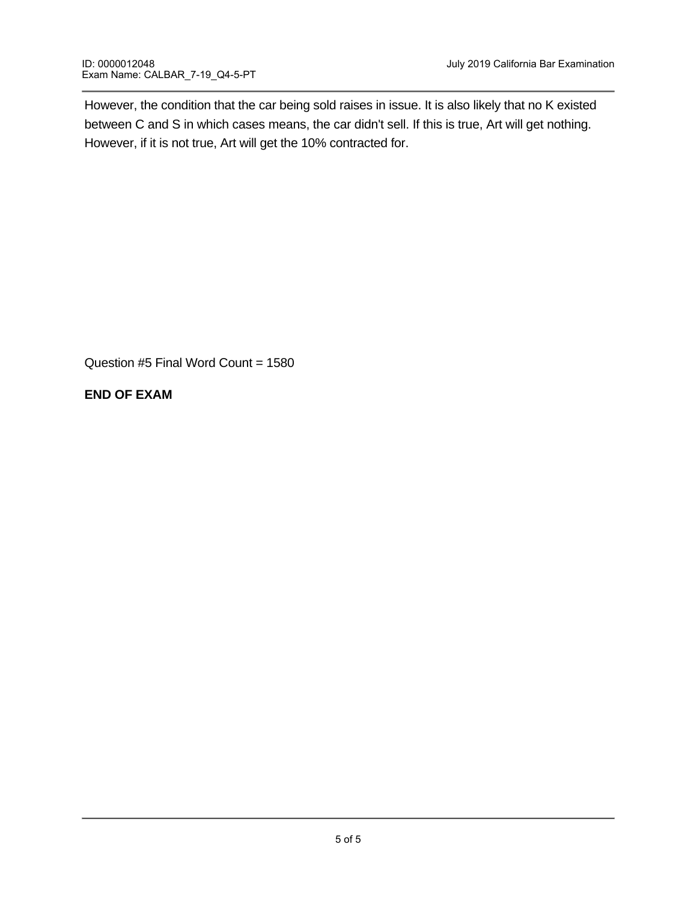However, the condition that the car being sold raises in issue. It is also likely that no K existed between C and S in which cases means, the car didn't sell. If this is true, Art will get nothing. However, if it is not true, Art will get the 10% contracted for.

Question #5 Final Word Count = 1580

**END OF EXAM**